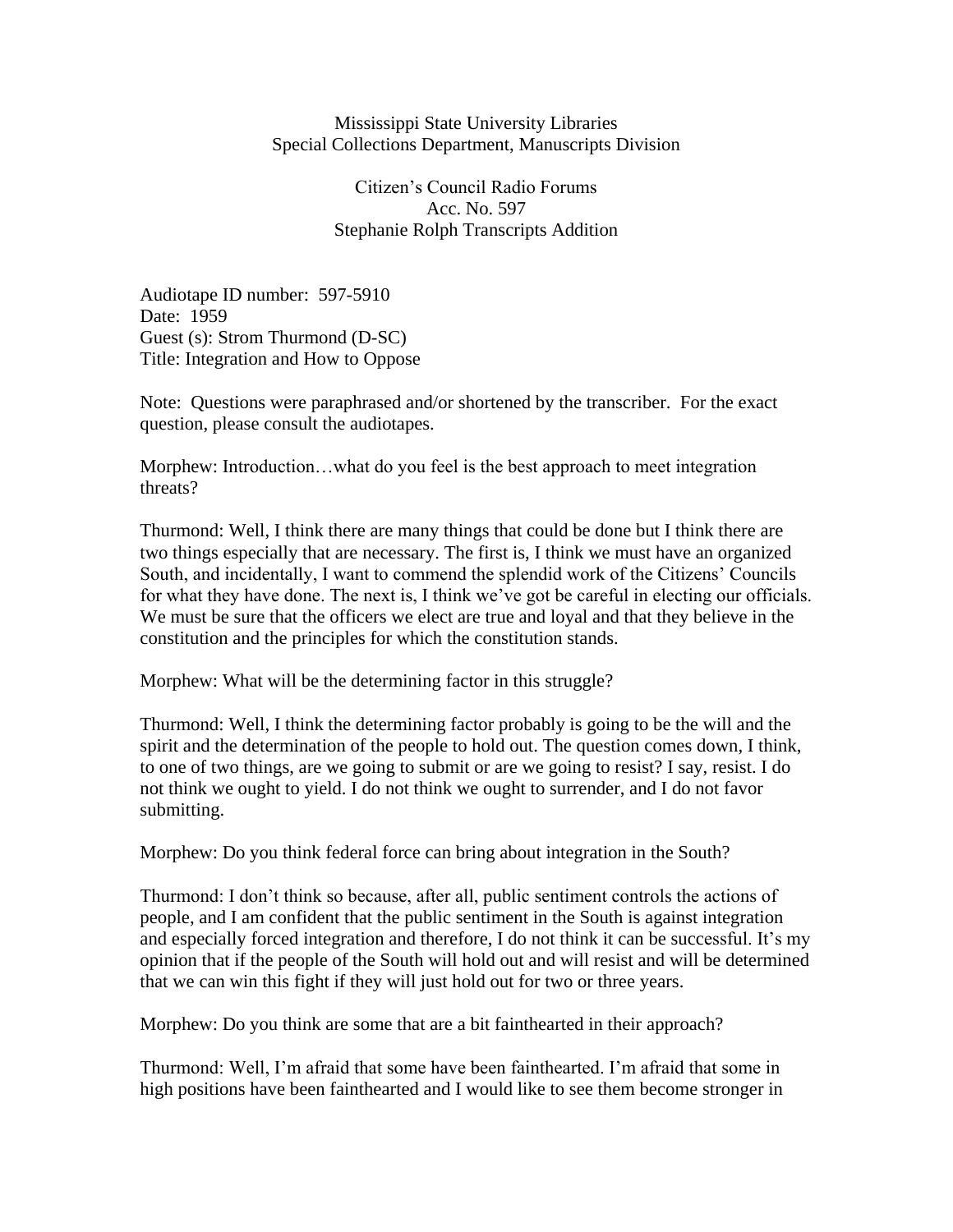Mississippi State University Libraries
Special Collections Department, Manuscripts Division

Citizen's Council Radio Forums
Acc. No. 597
Stephanie Rolph Transcripts Addition

Audiotape ID number: 597-5910
Date: 1959
Guest (s): Strom Thurmond (D-SC)
Title: Integration and How to Oppose

Note: Questions were paraphrased and/or shortened by the transcriber. For the exact question, please consult the audiotapes.

Morphew: Introduction…what do you feel is the best approach to meet integration threats?

Thurmond: Well, I think there are many things that could be done but I think there are two things especially that are necessary. The first is, I think we must have an organized South, and incidentally, I want to commend the splendid work of the Citizens' Councils for what they have done. The next is, I think we've got be careful in electing our officials. We must be sure that the officers we elect are true and loyal and that they believe in the constitution and the principles for which the constitution stands.

Morphew: What will be the determining factor in this struggle?

Thurmond: Well, I think the determining factor probably is going to be the will and the spirit and the determination of the people to hold out. The question comes down, I think, to one of two things, are we going to submit or are we going to resist? I say, resist. I do not think we ought to yield. I do not think we ought to surrender, and I do not favor submitting.

Morphew: Do you think federal force can bring about integration in the South?

Thurmond: I don't think so because, after all, public sentiment controls the actions of people, and I am confident that the public sentiment in the South is against integration and especially forced integration and therefore, I do not think it can be successful. It's my opinion that if the people of the South will hold out and will resist and will be determined that we can win this fight if they will just hold out for two or three years.

Morphew: Do you think are some that are a bit fainthearted in their approach?

Thurmond: Well, I'm afraid that some have been fainthearted. I'm afraid that some in high positions have been fainthearted and I would like to see them become stronger in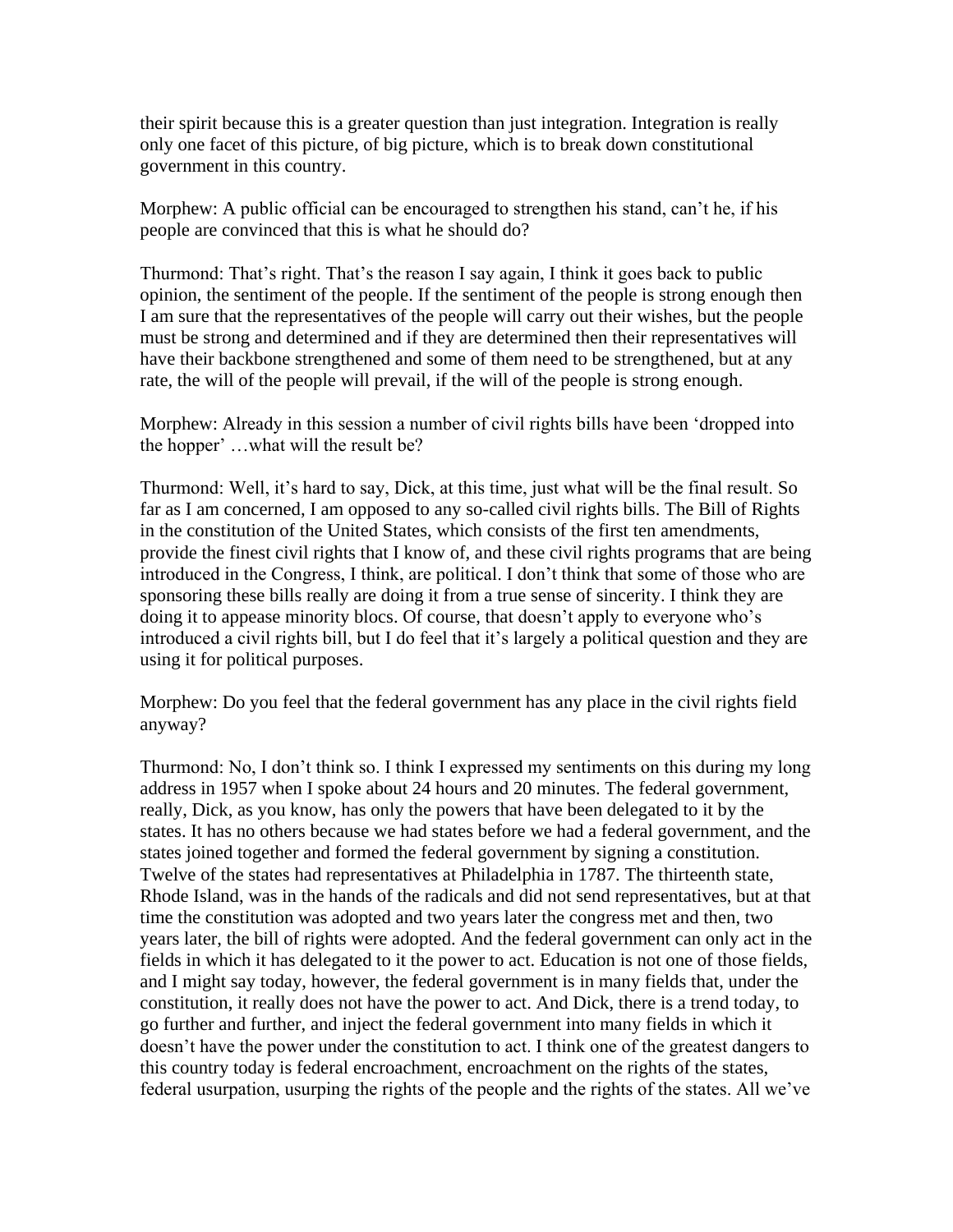their spirit because this is a greater question than just integration. Integration is really only one facet of this picture, of big picture, which is to break down constitutional government in this country.

Morphew: A public official can be encouraged to strengthen his stand, can't he, if his people are convinced that this is what he should do?

Thurmond: That's right. That's the reason I say again, I think it goes back to public opinion, the sentiment of the people. If the sentiment of the people is strong enough then I am sure that the representatives of the people will carry out their wishes, but the people must be strong and determined and if they are determined then their representatives will have their backbone strengthened and some of them need to be strengthened, but at any rate, the will of the people will prevail, if the will of the people is strong enough.

Morphew: Already in this session a number of civil rights bills have been 'dropped into the hopper' …what will the result be?

Thurmond: Well, it's hard to say, Dick, at this time, just what will be the final result. So far as I am concerned, I am opposed to any so-called civil rights bills. The Bill of Rights in the constitution of the United States, which consists of the first ten amendments, provide the finest civil rights that I know of, and these civil rights programs that are being introduced in the Congress, I think, are political. I don't think that some of those who are sponsoring these bills really are doing it from a true sense of sincerity. I think they are doing it to appease minority blocs. Of course, that doesn't apply to everyone who's introduced a civil rights bill, but I do feel that it's largely a political question and they are using it for political purposes.

Morphew: Do you feel that the federal government has any place in the civil rights field anyway?

Thurmond: No, I don't think so. I think I expressed my sentiments on this during my long address in 1957 when I spoke about 24 hours and 20 minutes. The federal government, really, Dick, as you know, has only the powers that have been delegated to it by the states. It has no others because we had states before we had a federal government, and the states joined together and formed the federal government by signing a constitution. Twelve of the states had representatives at Philadelphia in 1787. The thirteenth state, Rhode Island, was in the hands of the radicals and did not send representatives, but at that time the constitution was adopted and two years later the congress met and then, two years later, the bill of rights were adopted. And the federal government can only act in the fields in which it has delegated to it the power to act. Education is not one of those fields, and I might say today, however, the federal government is in many fields that, under the constitution, it really does not have the power to act. And Dick, there is a trend today, to go further and further, and inject the federal government into many fields in which it doesn't have the power under the constitution to act. I think one of the greatest dangers to this country today is federal encroachment, encroachment on the rights of the states, federal usurpation, usurping the rights of the people and the rights of the states. All we've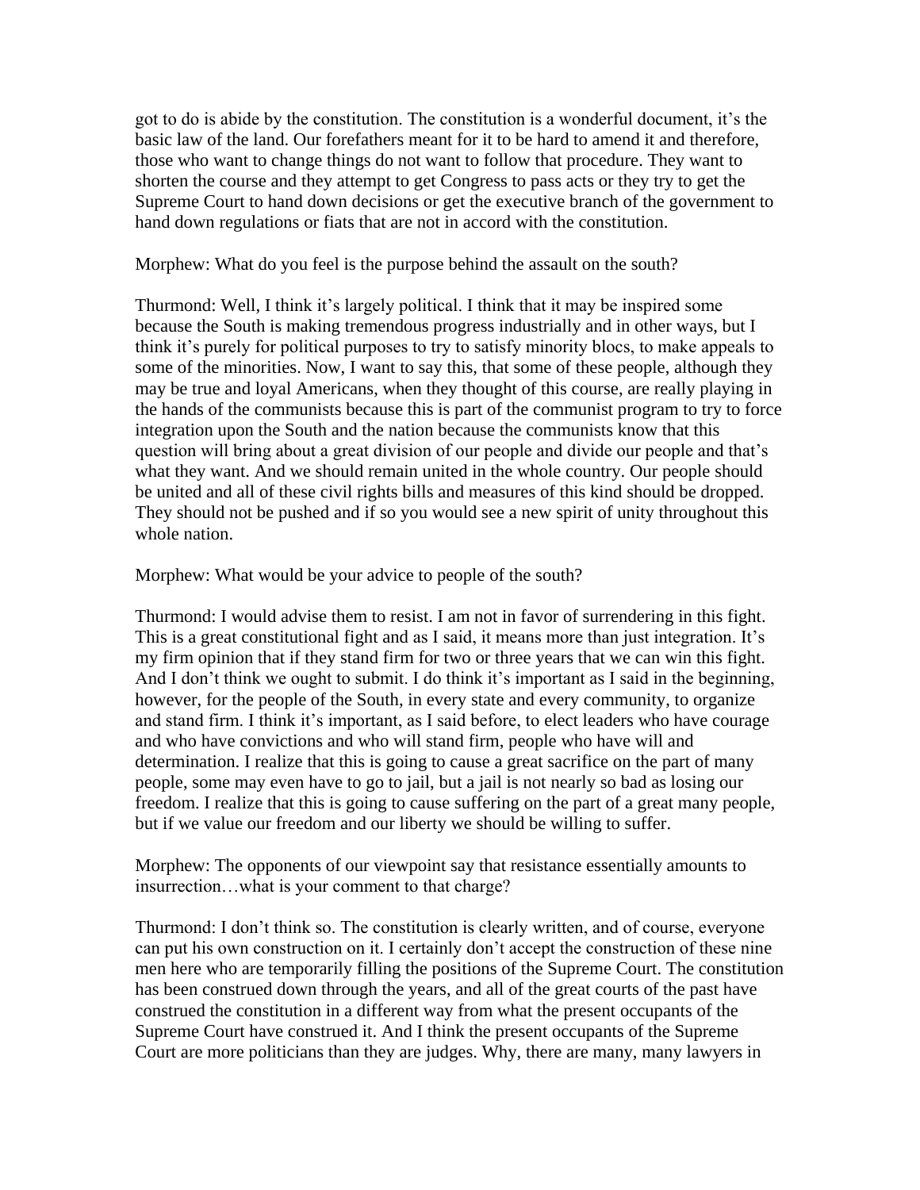got to do is abide by the constitution. The constitution is a wonderful document, it's the basic law of the land. Our forefathers meant for it to be hard to amend it and therefore, those who want to change things do not want to follow that procedure. They want to shorten the course and they attempt to get Congress to pass acts or they try to get the Supreme Court to hand down decisions or get the executive branch of the government to hand down regulations or fiats that are not in accord with the constitution.

Morphew: What do you feel is the purpose behind the assault on the south?

Thurmond: Well, I think it's largely political. I think that it may be inspired some because the South is making tremendous progress industrially and in other ways, but I think it's purely for political purposes to try to satisfy minority blocs, to make appeals to some of the minorities. Now, I want to say this, that some of these people, although they may be true and loyal Americans, when they thought of this course, are really playing in the hands of the communists because this is part of the communist program to try to force integration upon the South and the nation because the communists know that this question will bring about a great division of our people and divide our people and that's what they want. And we should remain united in the whole country. Our people should be united and all of these civil rights bills and measures of this kind should be dropped. They should not be pushed and if so you would see a new spirit of unity throughout this whole nation.

Morphew: What would be your advice to people of the south?

Thurmond: I would advise them to resist. I am not in favor of surrendering in this fight. This is a great constitutional fight and as I said, it means more than just integration. It's my firm opinion that if they stand firm for two or three years that we can win this fight. And I don't think we ought to submit. I do think it's important as I said in the beginning, however, for the people of the South, in every state and every community, to organize and stand firm. I think it's important, as I said before, to elect leaders who have courage and who have convictions and who will stand firm, people who have will and determination. I realize that this is going to cause a great sacrifice on the part of many people, some may even have to go to jail, but a jail is not nearly so bad as losing our freedom. I realize that this is going to cause suffering on the part of a great many people, but if we value our freedom and our liberty we should be willing to suffer.

Morphew: The opponents of our viewpoint say that resistance essentially amounts to insurrection…what is your comment to that charge?

Thurmond: I don't think so. The constitution is clearly written, and of course, everyone can put his own construction on it. I certainly don't accept the construction of these nine men here who are temporarily filling the positions of the Supreme Court. The constitution has been construed down through the years, and all of the great courts of the past have construed the constitution in a different way from what the present occupants of the Supreme Court have construed it. And I think the present occupants of the Supreme Court are more politicians than they are judges. Why, there are many, many lawyers in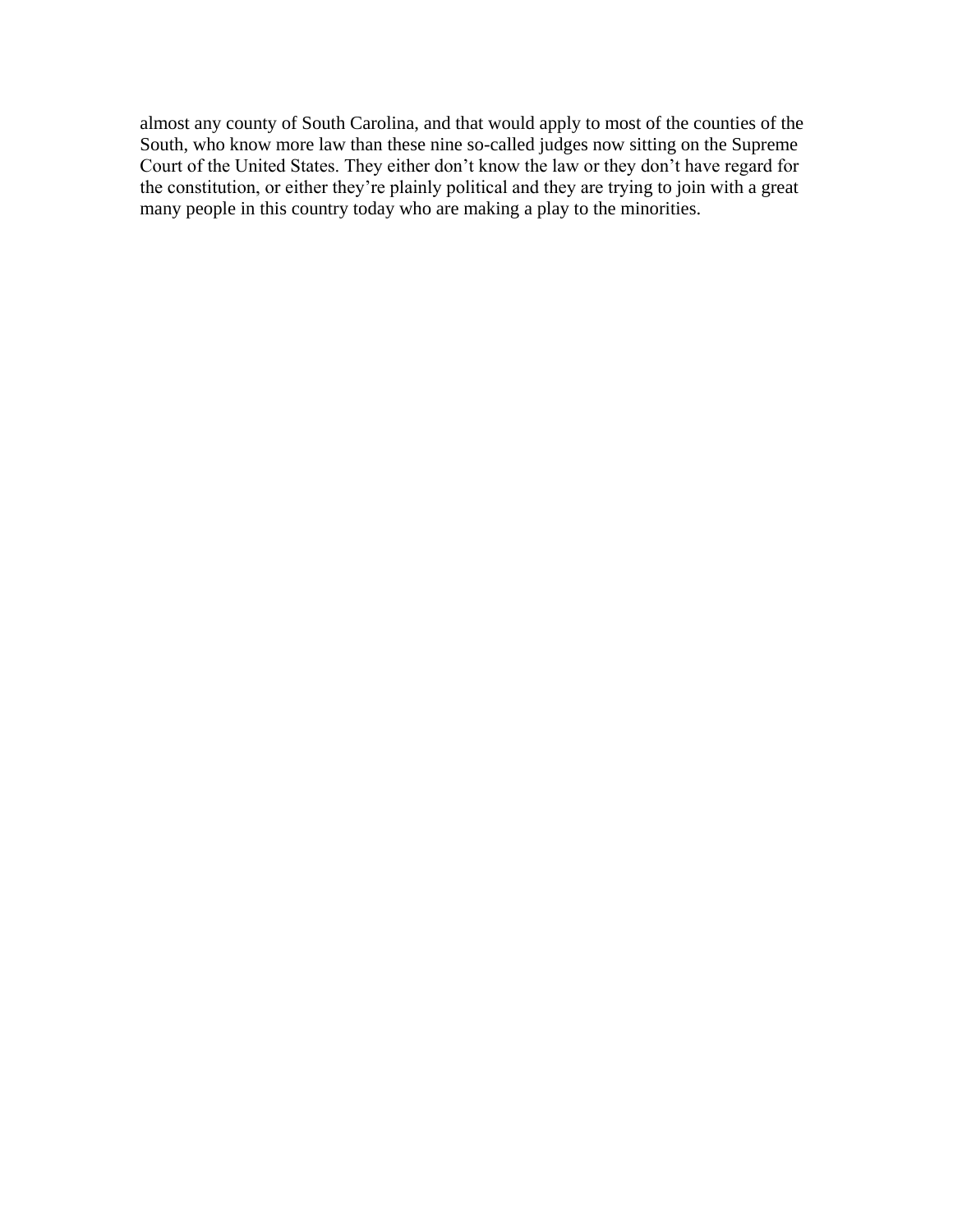almost any county of South Carolina, and that would apply to most of the counties of the South, who know more law than these nine so-called judges now sitting on the Supreme Court of the United States. They either don't know the law or they don't have regard for the constitution, or either they're plainly political and they are trying to join with a great many people in this country today who are making a play to the minorities.